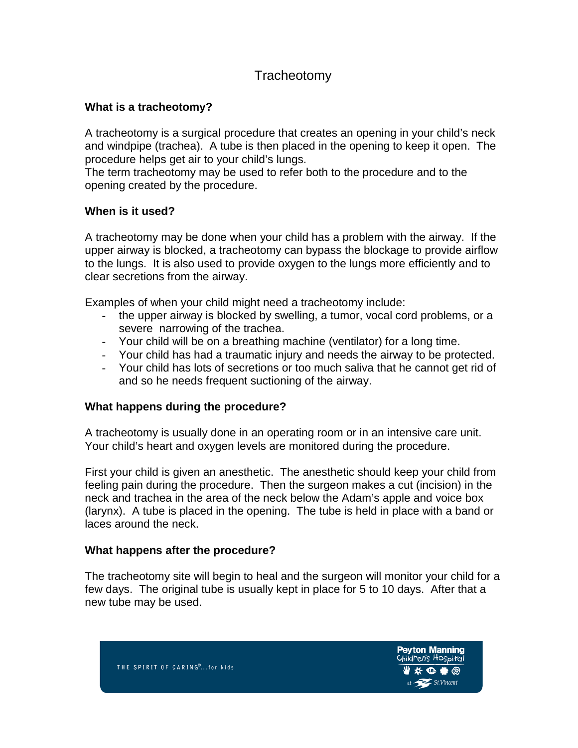# Tracheotomy

## What is a tracheotomy?

A tracheotomy is a surgical procedure that creates an opening in your child's neck and windpipe (trachea). A tube is then placed in the opening to keep it open. The procedure helps get air to your child's lungs.
The term tracheotomy may be used to refer both to the procedure and to the opening created by the procedure.

## When is it used?

A tracheotomy may be done when your child has a problem with the airway. If the upper airway is blocked, a tracheotomy can bypass the blockage to provide airflow to the lungs. It is also used to provide oxygen to the lungs more efficiently and to clear secretions from the airway.

Examples of when your child might need a tracheotomy include:

- the upper airway is blocked by swelling, a tumor, vocal cord problems, or a severe narrowing of the trachea.
- Your child will be on a breathing machine (ventilator) for a long time.
- Your child has had a traumatic injury and needs the airway to be protected.
- Your child has lots of secretions or too much saliva that he cannot get rid of and so he needs frequent suctioning of the airway.

## What happens during the procedure?

A tracheotomy is usually done in an operating room or in an intensive care unit. Your child's heart and oxygen levels are monitored during the procedure.

First your child is given an anesthetic. The anesthetic should keep your child from feeling pain during the procedure. Then the surgeon makes a cut (incision) in the neck and trachea in the area of the neck below the Adam's apple and voice box (larynx). A tube is placed in the opening. The tube is held in place with a band or laces around the neck.

## What happens after the procedure?

The tracheotomy site will begin to heal and the surgeon will monitor your child for a few days. The original tube is usually kept in place for 5 to 10 days. After that a new tube may be used.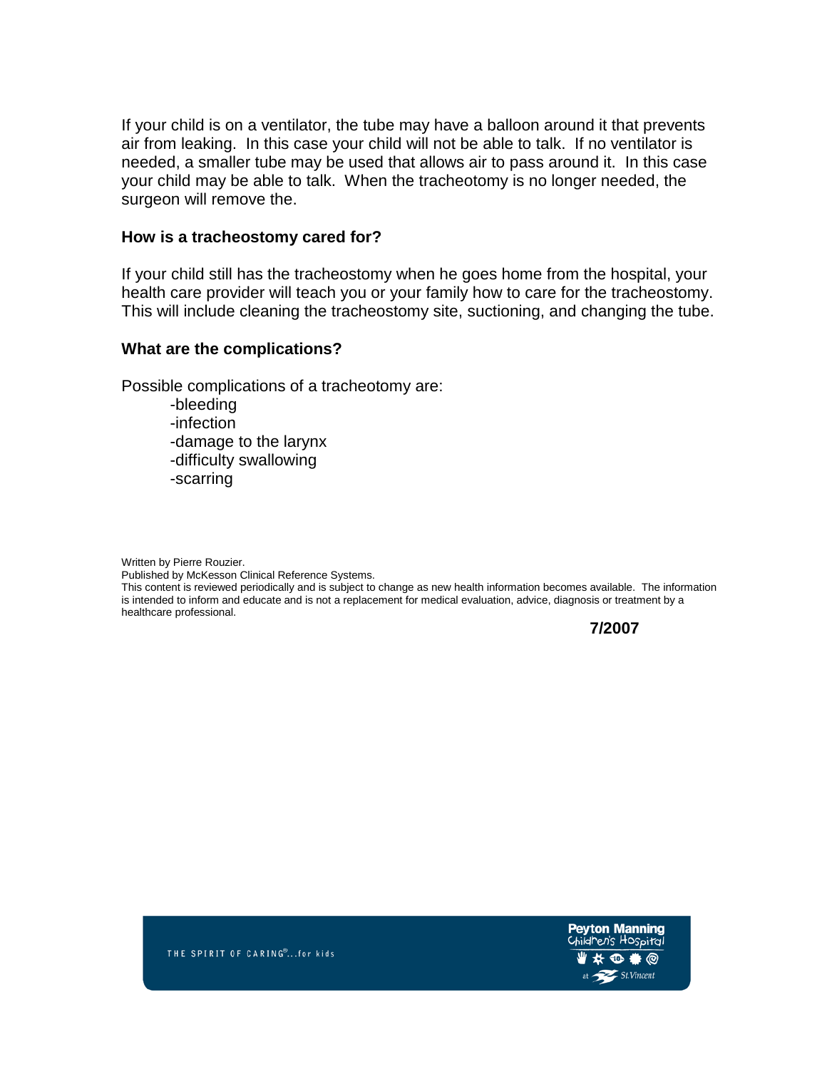If your child is on a ventilator, the tube may have a balloon around it that prevents air from leaking. In this case your child will not be able to talk. If no ventilator is needed, a smaller tube may be used that allows air to pass around it. In this case your child may be able to talk. When the tracheotomy is no longer needed, the surgeon will remove the.

**How is a tracheostomy cared for?**

If your child still has the tracheostomy when he goes home from the hospital, your health care provider will teach you or your family how to care for the tracheostomy. This will include cleaning the tracheostomy site, suctioning, and changing the tube.

**What are the complications?**

Possible complications of a tracheotomy are:

- bleeding
- infection
- damage to the larynx
- difficulty swallowing
- scarring

Written by Pierre Rouzier.
Published by McKesson Clinical Reference Systems.
This content is reviewed periodically and is subject to change as new health information becomes available. The information is intended to inform and educate and is not a replacement for medical evaluation, advice, diagnosis or treatment by a healthcare professional.

**7/2007**

THE SPIRIT OF CARING®...for kids

Peyton Manning Children's Hospital at St.Vincent